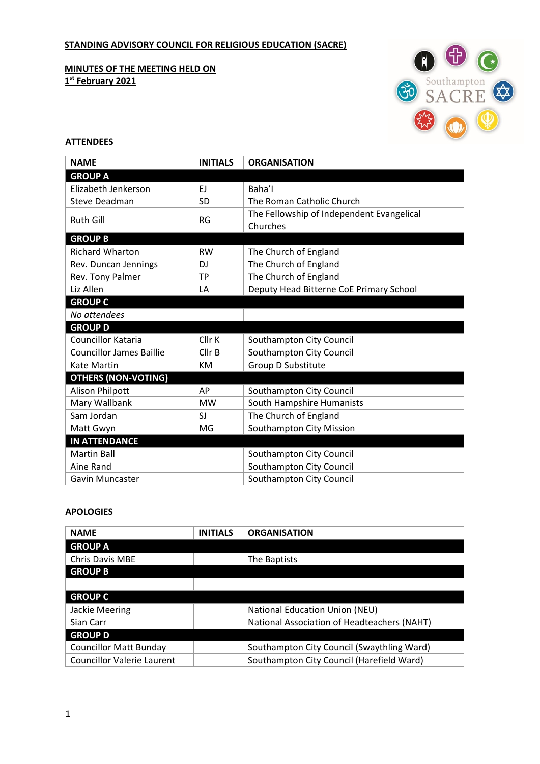**STANDING ADVISORY COUNCIL FOR RELIGIOUS EDUCATION (SACRE)**

**MINUTES OF THE MEETING HELD ON**
**1st February 2021**

**ATTENDEES**

| NAME | INITIALS | ORGANISATION |
| --- | --- | --- |
| **GROUP A** | | |
| Elizabeth Jenkerson | EJ | Baha'I |
| Steve Deadman | SD | The Roman Catholic Church |
| Ruth Gill | RG | The Fellowship of Independent Evangelical Churches |
| **GROUP B** | | |
| Richard Wharton | RW | The Church of England |
| Rev. Duncan Jennings | DJ | The Church of England |
| Rev. Tony Palmer | TP | The Church of England |
| Liz Allen | LA | Deputy Head Bitterne CoE Primary School |
| **GROUP C** | | |
| *No attendees* | | |
| **GROUP D** | | |
| Councillor Kataria | Cllr K | Southampton City Council |
| Councillor James Baillie | Cllr B | Southampton City Council |
| Kate Martin | KM | Group D Substitute |
| **OTHERS (NON-VOTING)** | | |
| Alison Philpott | AP | Southampton City Council |
| Mary Wallbank | MW | South Hampshire Humanists |
| Sam Jordan | SJ | The Church of England |
| Matt Gwyn | MG | Southampton City Mission |
| **IN ATTENDANCE** | | |
| Martin Ball | | Southampton City Council |
| Aine Rand | | Southampton City Council |
| Gavin Muncaster | | Southampton City Council |

**APOLOGIES**

| NAME | INITIALS | ORGANISATION |
| --- | --- | --- |
| **GROUP A** | | |
| Chris Davis MBE | | The Baptists |
| **GROUP B** | | |
| | | |
| **GROUP C** | | |
| Jackie Meering | | National Education Union (NEU) |
| Sian Carr | | National Association of Headteachers (NAHT) |
| **GROUP D** | | |
| Councillor Matt Bunday | | Southampton City Council (Swaythling Ward) |
| Councillor Valerie Laurent | | Southampton City Council (Harefield Ward) |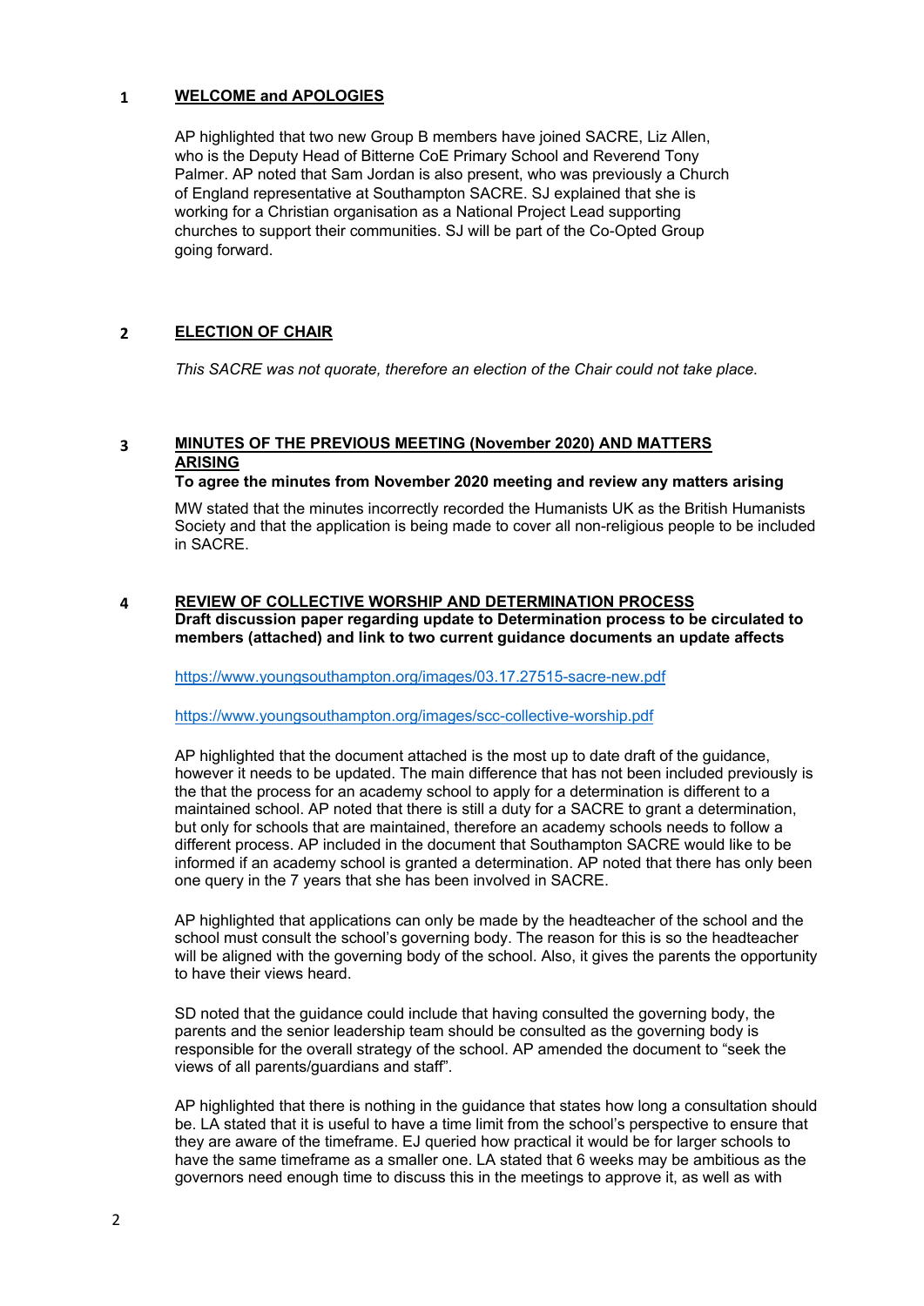## 1 WELCOME and APOLOGIES

AP highlighted that two new Group B members have joined SACRE, Liz Allen, who is the Deputy Head of Bitterne CoE Primary School and Reverend Tony Palmer. AP noted that Sam Jordan is also present, who was previously a Church of England representative at Southampton SACRE. SJ explained that she is working for a Christian organisation as a National Project Lead supporting churches to support their communities. SJ will be part of the Co-Opted Group going forward.

## 2 ELECTION OF CHAIR

*This SACRE was not quorate, therefore an election of the Chair could not take place.*

## 3 MINUTES OF THE PREVIOUS MEETING (November 2020) AND MATTERS ARISING

**To agree the minutes from November 2020 meeting and review any matters arising**

MW stated that the minutes incorrectly recorded the Humanists UK as the British Humanists Society and that the application is being made to cover all non-religious people to be included in SACRE.

## 4 REVIEW OF COLLECTIVE WORSHIP AND DETERMINATION PROCESS

**Draft discussion paper regarding update to Determination process to be circulated to members (attached) and link to two current guidance documents an update affects**

https://www.youngsouthampton.org/images/03.17.27515-sacre-new.pdf

https://www.youngsouthampton.org/images/scc-collective-worship.pdf

AP highlighted that the document attached is the most up to date draft of the guidance, however it needs to be updated. The main difference that has not been included previously is the that the process for an academy school to apply for a determination is different to a maintained school. AP noted that there is still a duty for a SACRE to grant a determination, but only for schools that are maintained, therefore an academy schools needs to follow a different process. AP included in the document that Southampton SACRE would like to be informed if an academy school is granted a determination. AP noted that there has only been one query in the 7 years that she has been involved in SACRE.

AP highlighted that applications can only be made by the headteacher of the school and the school must consult the school's governing body. The reason for this is so the headteacher will be aligned with the governing body of the school. Also, it gives the parents the opportunity to have their views heard.

SD noted that the guidance could include that having consulted the governing body, the parents and the senior leadership team should be consulted as the governing body is responsible for the overall strategy of the school. AP amended the document to "seek the views of all parents/guardians and staff".

AP highlighted that there is nothing in the guidance that states how long a consultation should be. LA stated that it is useful to have a time limit from the school's perspective to ensure that they are aware of the timeframe. EJ queried how practical it would be for larger schools to have the same timeframe as a smaller one. LA stated that 6 weeks may be ambitious as the governors need enough time to discuss this in the meetings to approve it, as well as with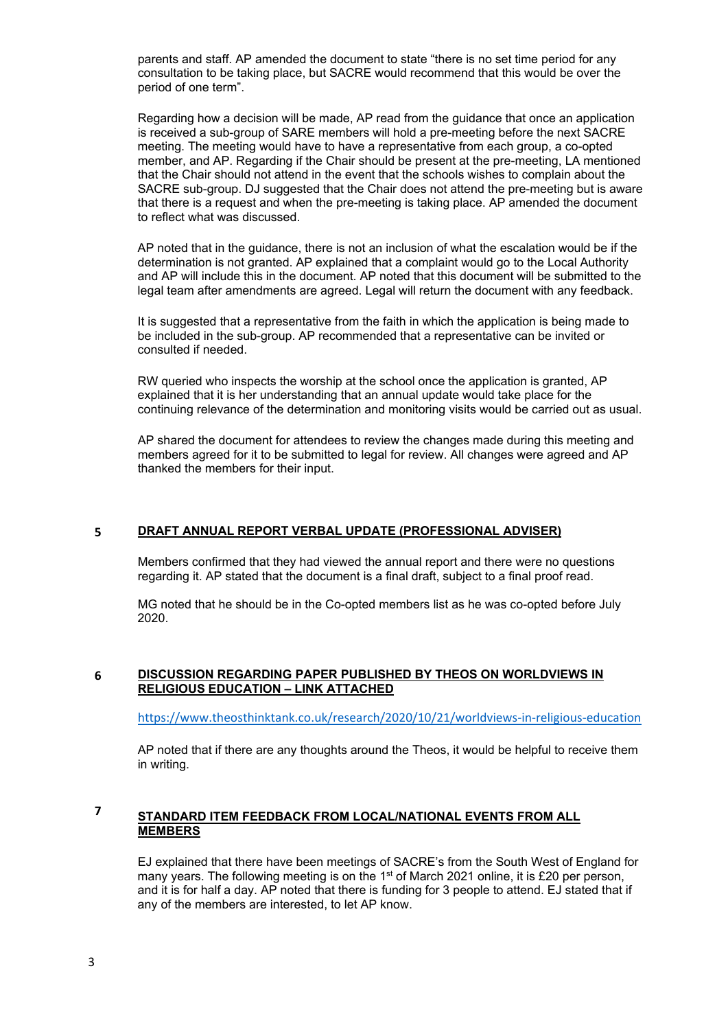parents and staff. AP amended the document to state "there is no set time period for any consultation to be taking place, but SACRE would recommend that this would be over the period of one term".

Regarding how a decision will be made, AP read from the guidance that once an application is received a sub-group of SARE members will hold a pre-meeting before the next SACRE meeting. The meeting would have to have a representative from each group, a co-opted member, and AP. Regarding if the Chair should be present at the pre-meeting, LA mentioned that the Chair should not attend in the event that the schools wishes to complain about the SACRE sub-group. DJ suggested that the Chair does not attend the pre-meeting but is aware that there is a request and when the pre-meeting is taking place. AP amended the document to reflect what was discussed.

AP noted that in the guidance, there is not an inclusion of what the escalation would be if the determination is not granted. AP explained that a complaint would go to the Local Authority and AP will include this in the document. AP noted that this document will be submitted to the legal team after amendments are agreed. Legal will return the document with any feedback.

It is suggested that a representative from the faith in which the application is being made to be included in the sub-group. AP recommended that a representative can be invited or consulted if needed.

RW queried who inspects the worship at the school once the application is granted, AP explained that it is her understanding that an annual update would take place for the continuing relevance of the determination and monitoring visits would be carried out as usual.

AP shared the document for attendees to review the changes made during this meeting and members agreed for it to be submitted to legal for review. All changes were agreed and AP thanked the members for their input.

## 5 DRAFT ANNUAL REPORT VERBAL UPDATE (PROFESSIONAL ADVISER)

Members confirmed that they had viewed the annual report and there were no questions regarding it. AP stated that the document is a final draft, subject to a final proof read.

MG noted that he should be in the Co-opted members list as he was co-opted before July 2020.

## 6 DISCUSSION REGARDING PAPER PUBLISHED BY THEOS ON WORLDVIEWS IN RELIGIOUS EDUCATION – LINK ATTACHED

https://www.theosthinktank.co.uk/research/2020/10/21/worldviews-in-religious-education

AP noted that if there are any thoughts around the Theos, it would be helpful to receive them in writing.

## 7 STANDARD ITEM FEEDBACK FROM LOCAL/NATIONAL EVENTS FROM ALL MEMBERS

EJ explained that there have been meetings of SACRE's from the South West of England for many years. The following meeting is on the 1st of March 2021 online, it is £20 per person, and it is for half a day. AP noted that there is funding for 3 people to attend. EJ stated that if any of the members are interested, to let AP know.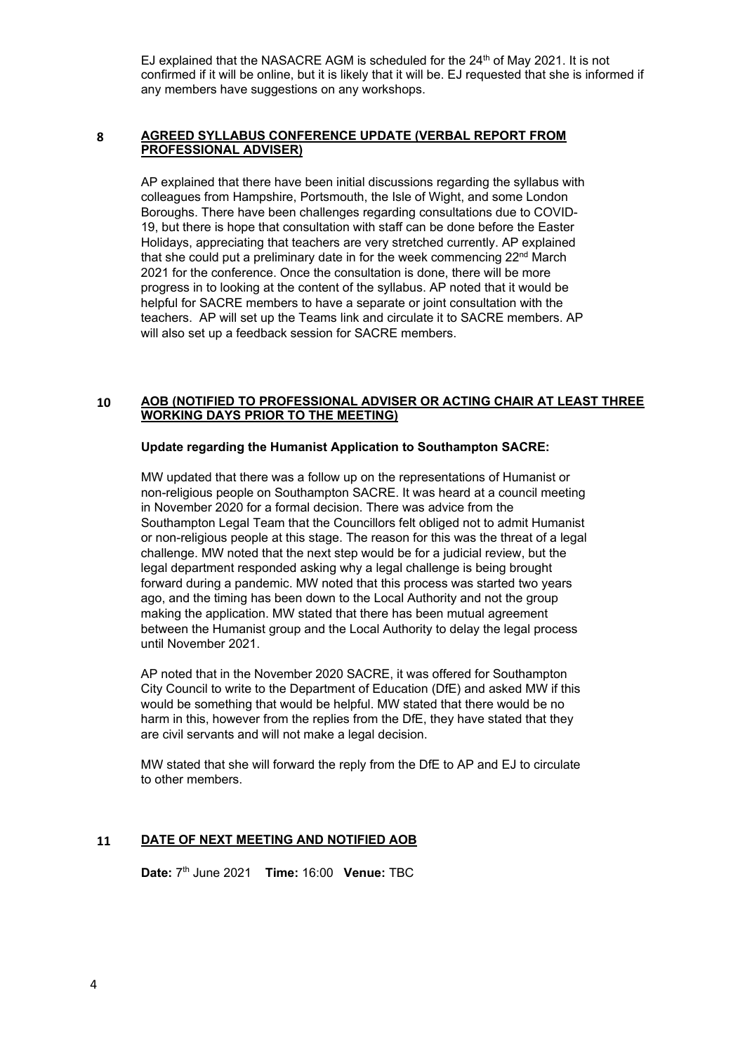EJ explained that the NASACRE AGM is scheduled for the 24th of May 2021. It is not confirmed if it will be online, but it is likely that it will be. EJ requested that she is informed if any members have suggestions on any workshops.

## 8 AGREED SYLLABUS CONFERENCE UPDATE (VERBAL REPORT FROM PROFESSIONAL ADVISER)

AP explained that there have been initial discussions regarding the syllabus with colleagues from Hampshire, Portsmouth, the Isle of Wight, and some London Boroughs. There have been challenges regarding consultations due to COVID-19, but there is hope that consultation with staff can be done before the Easter Holidays, appreciating that teachers are very stretched currently. AP explained that she could put a preliminary date in for the week commencing 22nd March 2021 for the conference. Once the consultation is done, there will be more progress in to looking at the content of the syllabus. AP noted that it would be helpful for SACRE members to have a separate or joint consultation with the teachers. AP will set up the Teams link and circulate it to SACRE members. AP will also set up a feedback session for SACRE members.

## 10 AOB (NOTIFIED TO PROFESSIONAL ADVISER OR ACTING CHAIR AT LEAST THREE WORKING DAYS PRIOR TO THE MEETING)

**Update regarding the Humanist Application to Southampton SACRE:**

MW updated that there was a follow up on the representations of Humanist or non-religious people on Southampton SACRE. It was heard at a council meeting in November 2020 for a formal decision. There was advice from the Southampton Legal Team that the Councillors felt obliged not to admit Humanist or non-religious people at this stage. The reason for this was the threat of a legal challenge. MW noted that the next step would be for a judicial review, but the legal department responded asking why a legal challenge is being brought forward during a pandemic. MW noted that this process was started two years ago, and the timing has been down to the Local Authority and not the group making the application. MW stated that there has been mutual agreement between the Humanist group and the Local Authority to delay the legal process until November 2021.

AP noted that in the November 2020 SACRE, it was offered for Southampton City Council to write to the Department of Education (DfE) and asked MW if this would be something that would be helpful. MW stated that there would be no harm in this, however from the replies from the DfE, they have stated that they are civil servants and will not make a legal decision.

MW stated that she will forward the reply from the DfE to AP and EJ to circulate to other members.

## 11 DATE OF NEXT MEETING AND NOTIFIED AOB

**Date:** 7th June 2021 **Time:** 16:00 **Venue:** TBC